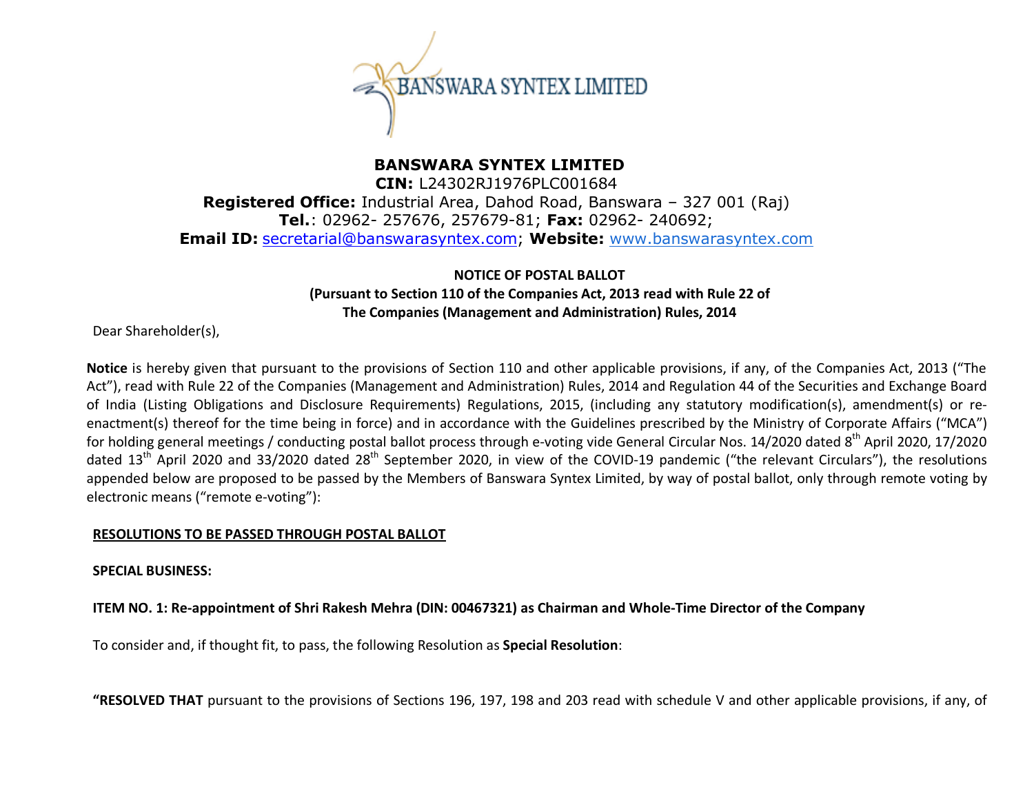# BANSWARA SYNTEX LIMITED

**CIN:** L24302RJ1976PLC001684
**Registered Office:** Industrial Area, Dahod Road, Banswara – 327 001 (Raj)
**Tel.**: 02962- 257676, 257679-81; **Fax:** 02962- 240692;
**Email ID:** secretarial@banswarasyntex.com; **Website:** www.banswarasyntex.com

## NOTICE OF POSTAL BALLOT

**(Pursuant to Section 110 of the Companies Act, 2013 read with Rule 22 of The Companies (Management and Administration) Rules, 2014**

Dear Shareholder(s),

**Notice** is hereby given that pursuant to the provisions of Section 110 and other applicable provisions, if any, of the Companies Act, 2013 ("The Act"), read with Rule 22 of the Companies (Management and Administration) Rules, 2014 and Regulation 44 of the Securities and Exchange Board of India (Listing Obligations and Disclosure Requirements) Regulations, 2015, (including any statutory modification(s), amendment(s) or re-enactment(s) thereof for the time being in force) and in accordance with the Guidelines prescribed by the Ministry of Corporate Affairs ("MCA") for holding general meetings / conducting postal ballot process through e-voting vide General Circular Nos. 14/2020 dated 8th April 2020, 17/2020 dated 13th April 2020 and 33/2020 dated 28th September 2020, in view of the COVID-19 pandemic ("the relevant Circulars"), the resolutions appended below are proposed to be passed by the Members of Banswara Syntex Limited, by way of postal ballot, only through remote voting by electronic means ("remote e-voting"):

**RESOLUTIONS TO BE PASSED THROUGH POSTAL BALLOT**

**SPECIAL BUSINESS:**

**ITEM NO. 1: Re-appointment of Shri Rakesh Mehra (DIN: 00467321) as Chairman and Whole-Time Director of the Company**

To consider and, if thought fit, to pass, the following Resolution as **Special Resolution**:

**"RESOLVED THAT** pursuant to the provisions of Sections 196, 197, 198 and 203 read with schedule V and other applicable provisions, if any, of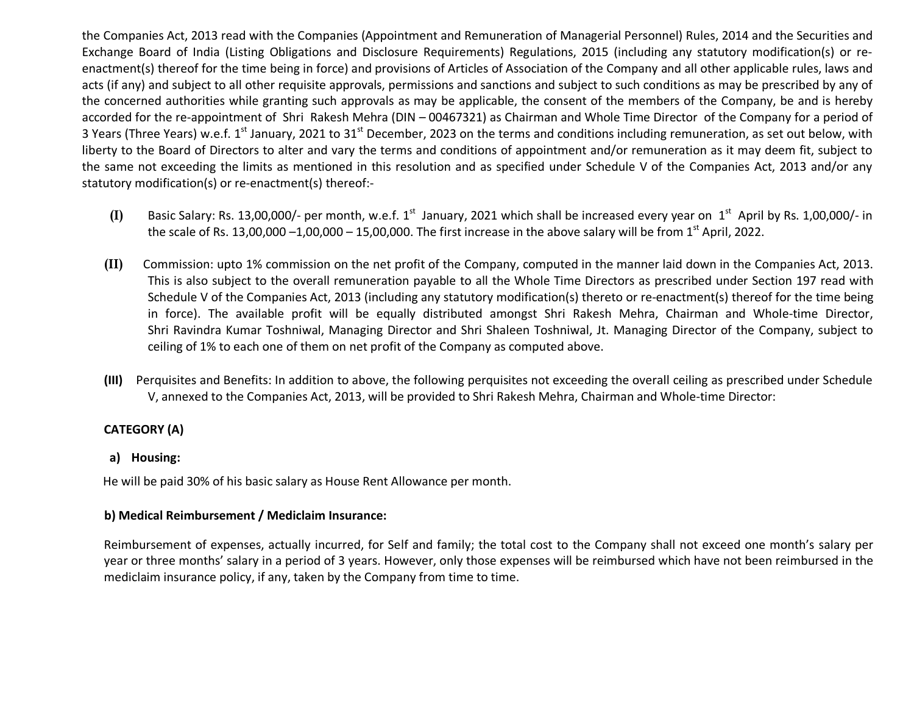the Companies Act, 2013 read with the Companies (Appointment and Remuneration of Managerial Personnel) Rules, 2014 and the Securities and Exchange Board of India (Listing Obligations and Disclosure Requirements) Regulations, 2015 (including any statutory modification(s) or re-enactment(s) thereof for the time being in force) and provisions of Articles of Association of the Company and all other applicable rules, laws and acts (if any) and subject to all other requisite approvals, permissions and sanctions and subject to such conditions as may be prescribed by any of the concerned authorities while granting such approvals as may be applicable, the consent of the members of the Company, be and is hereby accorded for the re-appointment of Shri Rakesh Mehra (DIN – 00467321) as Chairman and Whole Time Director of the Company for a period of 3 Years (Three Years) w.e.f. 1st January, 2021 to 31st December, 2023 on the terms and conditions including remuneration, as set out below, with liberty to the Board of Directors to alter and vary the terms and conditions of appointment and/or remuneration as it may deem fit, subject to the same not exceeding the limits as mentioned in this resolution and as specified under Schedule V of the Companies Act, 2013 and/or any statutory modification(s) or re-enactment(s) thereof:-

**(I)** Basic Salary: Rs. 13,00,000/- per month, w.e.f. 1st January, 2021 which shall be increased every year on 1st April by Rs. 1,00,000/- in the scale of Rs. 13,00,000 –1,00,000 – 15,00,000. The first increase in the above salary will be from 1st April, 2022.

**(II)** Commission: upto 1% commission on the net profit of the Company, computed in the manner laid down in the Companies Act, 2013. This is also subject to the overall remuneration payable to all the Whole Time Directors as prescribed under Section 197 read with Schedule V of the Companies Act, 2013 (including any statutory modification(s) thereto or re-enactment(s) thereof for the time being in force). The available profit will be equally distributed amongst Shri Rakesh Mehra, Chairman and Whole-time Director, Shri Ravindra Kumar Toshniwal, Managing Director and Shri Shaleen Toshniwal, Jt. Managing Director of the Company, subject to ceiling of 1% to each one of them on net profit of the Company as computed above.

**(III)** Perquisites and Benefits: In addition to above, the following perquisites not exceeding the overall ceiling as prescribed under Schedule V, annexed to the Companies Act, 2013, will be provided to Shri Rakesh Mehra, Chairman and Whole-time Director:

**CATEGORY (A)**

**a) Housing:**

He will be paid 30% of his basic salary as House Rent Allowance per month.

**b) Medical Reimbursement / Mediclaim Insurance:**

Reimbursement of expenses, actually incurred, for Self and family; the total cost to the Company shall not exceed one month's salary per year or three months' salary in a period of 3 years. However, only those expenses will be reimbursed which have not been reimbursed in the mediclaim insurance policy, if any, taken by the Company from time to time.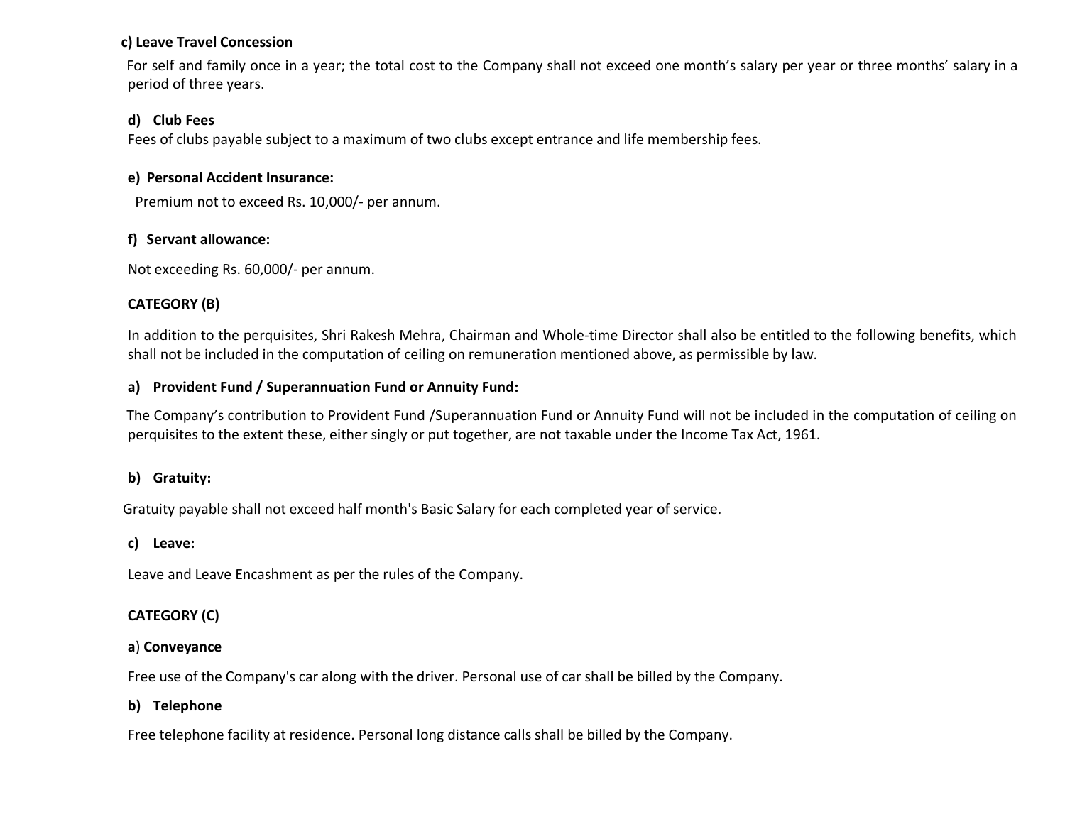**c) Leave Travel Concession**

For self and family once in a year; the total cost to the Company shall not exceed one month's salary per year or three months' salary in a period of three years.

**d) Club Fees**

Fees of clubs payable subject to a maximum of two clubs except entrance and life membership fees.

**e) Personal Accident Insurance:**

Premium not to exceed Rs. 10,000/- per annum.

**f) Servant allowance:**

Not exceeding Rs. 60,000/- per annum.

**CATEGORY (B)**

In addition to the perquisites, Shri Rakesh Mehra, Chairman and Whole-time Director shall also be entitled to the following benefits, which shall not be included in the computation of ceiling on remuneration mentioned above, as permissible by law.

**a) Provident Fund / Superannuation Fund or Annuity Fund:**

The Company's contribution to Provident Fund /Superannuation Fund or Annuity Fund will not be included in the computation of ceiling on perquisites to the extent these, either singly or put together, are not taxable under the Income Tax Act, 1961.

**b) Gratuity:**

Gratuity payable shall not exceed half month's Basic Salary for each completed year of service.

**c) Leave:**

Leave and Leave Encashment as per the rules of the Company.

**CATEGORY (C)**

a) **Conveyance**

Free use of the Company's car along with the driver. Personal use of car shall be billed by the Company.

**b) Telephone**

Free telephone facility at residence. Personal long distance calls shall be billed by the Company.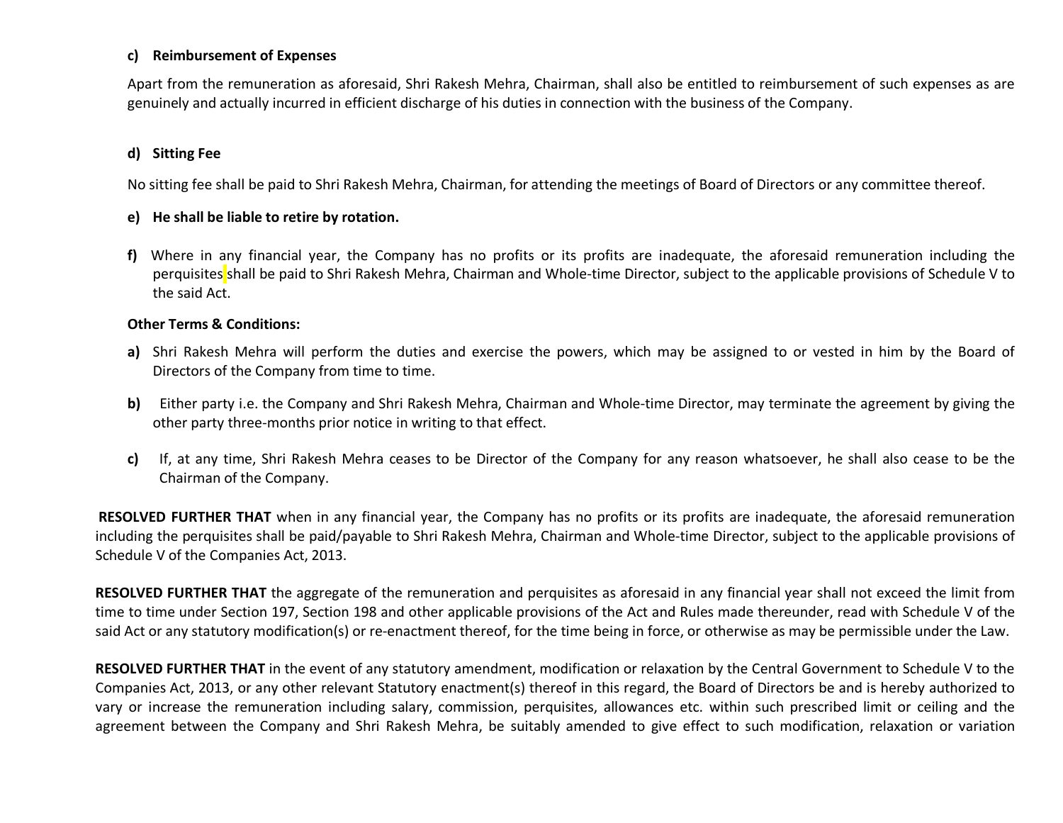**c) Reimbursement of Expenses**

Apart from the remuneration as aforesaid, Shri Rakesh Mehra, Chairman, shall also be entitled to reimbursement of such expenses as are genuinely and actually incurred in efficient discharge of his duties in connection with the business of the Company.

**d) Sitting Fee**

No sitting fee shall be paid to Shri Rakesh Mehra, Chairman, for attending the meetings of Board of Directors or any committee thereof.

**e) He shall be liable to retire by rotation.**

**f)** Where in any financial year, the Company has no profits or its profits are inadequate, the aforesaid remuneration including the perquisites shall be paid to Shri Rakesh Mehra, Chairman and Whole-time Director, subject to the applicable provisions of Schedule V to the said Act.

**Other Terms & Conditions:**

**a)** Shri Rakesh Mehra will perform the duties and exercise the powers, which may be assigned to or vested in him by the Board of Directors of the Company from time to time.

**b)** Either party i.e. the Company and Shri Rakesh Mehra, Chairman and Whole-time Director, may terminate the agreement by giving the other party three-months prior notice in writing to that effect.

**c)** If, at any time, Shri Rakesh Mehra ceases to be Director of the Company for any reason whatsoever, he shall also cease to be the Chairman of the Company.

**RESOLVED FURTHER THAT** when in any financial year, the Company has no profits or its profits are inadequate, the aforesaid remuneration including the perquisites shall be paid/payable to Shri Rakesh Mehra, Chairman and Whole-time Director, subject to the applicable provisions of Schedule V of the Companies Act, 2013.

**RESOLVED FURTHER THAT** the aggregate of the remuneration and perquisites as aforesaid in any financial year shall not exceed the limit from time to time under Section 197, Section 198 and other applicable provisions of the Act and Rules made thereunder, read with Schedule V of the said Act or any statutory modification(s) or re-enactment thereof, for the time being in force, or otherwise as may be permissible under the Law.

**RESOLVED FURTHER THAT** in the event of any statutory amendment, modification or relaxation by the Central Government to Schedule V to the Companies Act, 2013, or any other relevant Statutory enactment(s) thereof in this regard, the Board of Directors be and is hereby authorized to vary or increase the remuneration including salary, commission, perquisites, allowances etc. within such prescribed limit or ceiling and the agreement between the Company and Shri Rakesh Mehra, be suitably amended to give effect to such modification, relaxation or variation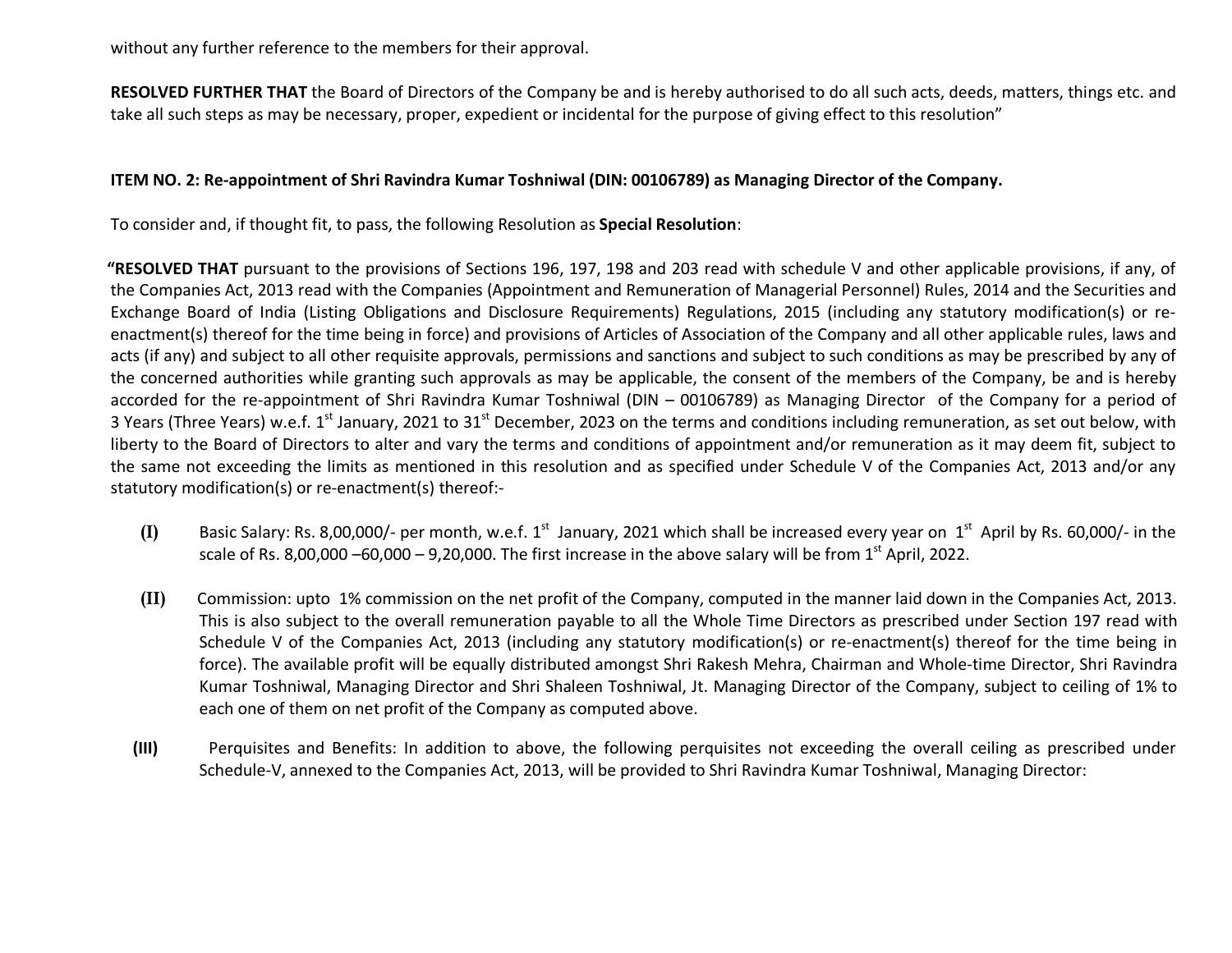without any further reference to the members for their approval.

**RESOLVED FURTHER THAT** the Board of Directors of the Company be and is hereby authorised to do all such acts, deeds, matters, things etc. and take all such steps as may be necessary, proper, expedient or incidental for the purpose of giving effect to this resolution"

**ITEM NO. 2: Re-appointment of Shri Ravindra Kumar Toshniwal (DIN: 00106789) as Managing Director of the Company.**

To consider and, if thought fit, to pass, the following Resolution as **Special Resolution**:

**"RESOLVED THAT** pursuant to the provisions of Sections 196, 197, 198 and 203 read with schedule V and other applicable provisions, if any, of the Companies Act, 2013 read with the Companies (Appointment and Remuneration of Managerial Personnel) Rules, 2014 and the Securities and Exchange Board of India (Listing Obligations and Disclosure Requirements) Regulations, 2015 (including any statutory modification(s) or re-enactment(s) thereof for the time being in force) and provisions of Articles of Association of the Company and all other applicable rules, laws and acts (if any) and subject to all other requisite approvals, permissions and sanctions and subject to such conditions as may be prescribed by any of the concerned authorities while granting such approvals as may be applicable, the consent of the members of the Company, be and is hereby accorded for the re-appointment of Shri Ravindra Kumar Toshniwal (DIN – 00106789) as Managing Director of the Company for a period of 3 Years (Three Years) w.e.f. 1st January, 2021 to 31st December, 2023 on the terms and conditions including remuneration, as set out below, with liberty to the Board of Directors to alter and vary the terms and conditions of appointment and/or remuneration as it may deem fit, subject to the same not exceeding the limits as mentioned in this resolution and as specified under Schedule V of the Companies Act, 2013 and/or any statutory modification(s) or re-enactment(s) thereof:-

**(I)** Basic Salary: Rs. 8,00,000/- per month, w.e.f. 1st January, 2021 which shall be increased every year on 1st April by Rs. 60,000/- in the scale of Rs. 8,00,000 –60,000 – 9,20,000. The first increase in the above salary will be from 1st April, 2022.

**(II)** Commission: upto 1% commission on the net profit of the Company, computed in the manner laid down in the Companies Act, 2013. This is also subject to the overall remuneration payable to all the Whole Time Directors as prescribed under Section 197 read with Schedule V of the Companies Act, 2013 (including any statutory modification(s) or re-enactment(s) thereof for the time being in force). The available profit will be equally distributed amongst Shri Rakesh Mehra, Chairman and Whole-time Director, Shri Ravindra Kumar Toshniwal, Managing Director and Shri Shaleen Toshniwal, Jt. Managing Director of the Company, subject to ceiling of 1% to each one of them on net profit of the Company as computed above.

**(III)** Perquisites and Benefits: In addition to above, the following perquisites not exceeding the overall ceiling as prescribed under Schedule-V, annexed to the Companies Act, 2013, will be provided to Shri Ravindra Kumar Toshniwal, Managing Director: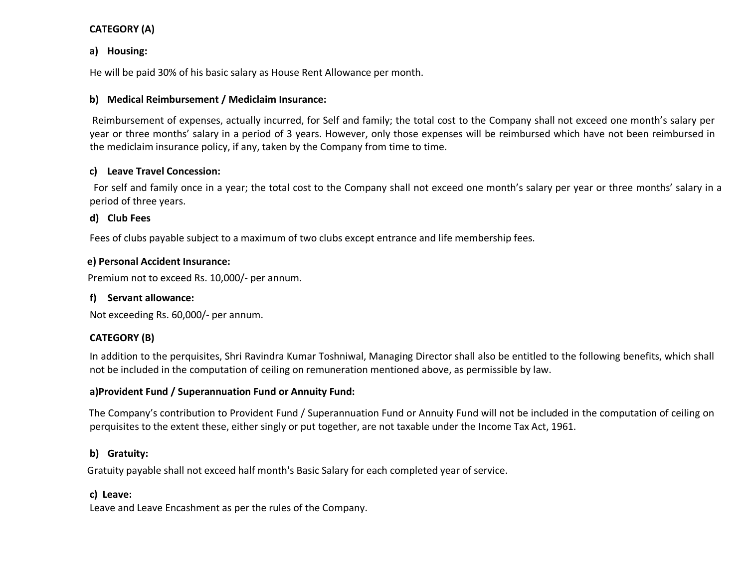**CATEGORY (A)**

**a) Housing:**

He will be paid 30% of his basic salary as House Rent Allowance per month.

**b) Medical Reimbursement / Mediclaim Insurance:**

Reimbursement of expenses, actually incurred, for Self and family; the total cost to the Company shall not exceed one month's salary per year or three months' salary in a period of 3 years. However, only those expenses will be reimbursed which have not been reimbursed in the mediclaim insurance policy, if any, taken by the Company from time to time.

**c) Leave Travel Concession:**

For self and family once in a year; the total cost to the Company shall not exceed one month's salary per year or three months' salary in a period of three years.

**d) Club Fees**

Fees of clubs payable subject to a maximum of two clubs except entrance and life membership fees.

**e) Personal Accident Insurance:**

Premium not to exceed Rs. 10,000/- per annum.

**f) Servant allowance:**

Not exceeding Rs. 60,000/- per annum.

**CATEGORY (B)**

In addition to the perquisites, Shri Ravindra Kumar Toshniwal, Managing Director shall also be entitled to the following benefits, which shall not be included in the computation of ceiling on remuneration mentioned above, as permissible by law.

**a)Provident Fund / Superannuation Fund or Annuity Fund:**

The Company's contribution to Provident Fund / Superannuation Fund or Annuity Fund will not be included in the computation of ceiling on perquisites to the extent these, either singly or put together, are not taxable under the Income Tax Act, 1961.

**b) Gratuity:**

Gratuity payable shall not exceed half month's Basic Salary for each completed year of service.

**c) Leave:**

Leave and Leave Encashment as per the rules of the Company.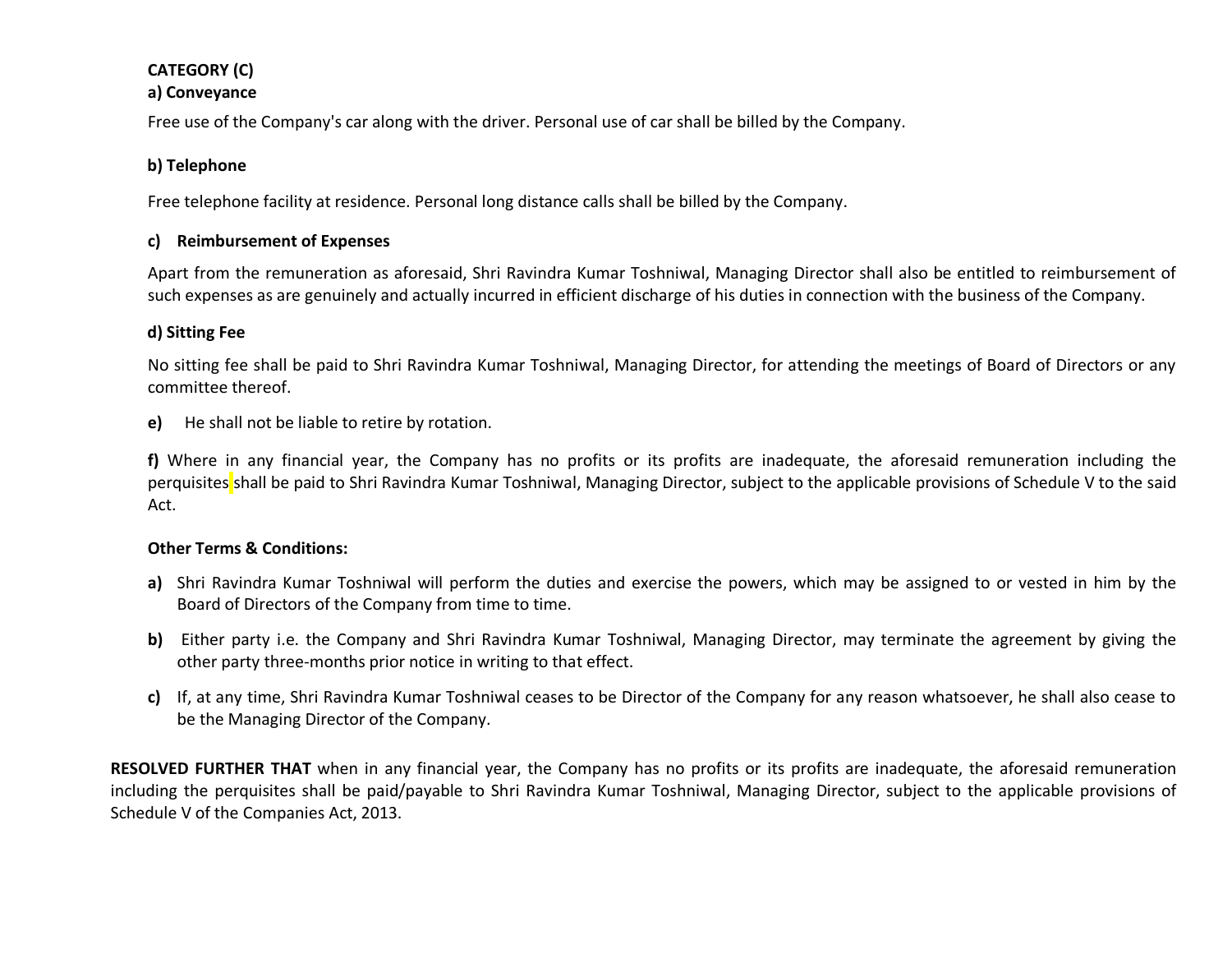**CATEGORY (C)**

**a) Conveyance**

Free use of the Company's car along with the driver. Personal use of car shall be billed by the Company.

**b) Telephone**

Free telephone facility at residence. Personal long distance calls shall be billed by the Company.

**c) Reimbursement of Expenses**

Apart from the remuneration as aforesaid, Shri Ravindra Kumar Toshniwal, Managing Director shall also be entitled to reimbursement of such expenses as are genuinely and actually incurred in efficient discharge of his duties in connection with the business of the Company.

**d) Sitting Fee**

No sitting fee shall be paid to Shri Ravindra Kumar Toshniwal, Managing Director, for attending the meetings of Board of Directors or any committee thereof.

**e)** He shall not be liable to retire by rotation.

**f)** Where in any financial year, the Company has no profits or its profits are inadequate, the aforesaid remuneration including the perquisites shall be paid to Shri Ravindra Kumar Toshniwal, Managing Director, subject to the applicable provisions of Schedule V to the said Act.

**Other Terms & Conditions:**

**a)** Shri Ravindra Kumar Toshniwal will perform the duties and exercise the powers, which may be assigned to or vested in him by the Board of Directors of the Company from time to time.

**b)** Either party i.e. the Company and Shri Ravindra Kumar Toshniwal, Managing Director, may terminate the agreement by giving the other party three-months prior notice in writing to that effect.

**c)** If, at any time, Shri Ravindra Kumar Toshniwal ceases to be Director of the Company for any reason whatsoever, he shall also cease to be the Managing Director of the Company.

**RESOLVED FURTHER THAT** when in any financial year, the Company has no profits or its profits are inadequate, the aforesaid remuneration including the perquisites shall be paid/payable to Shri Ravindra Kumar Toshniwal, Managing Director, subject to the applicable provisions of Schedule V of the Companies Act, 2013.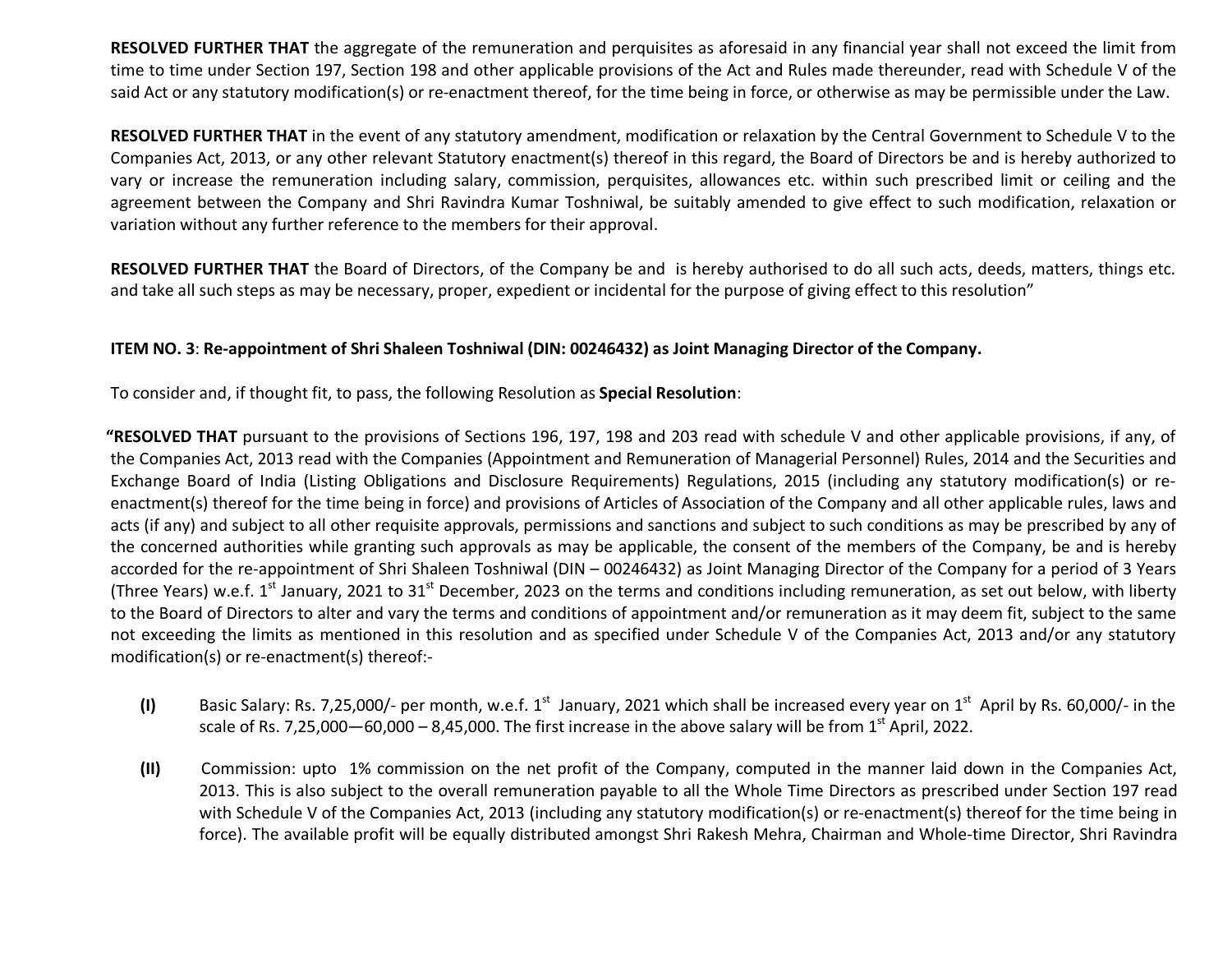**RESOLVED FURTHER THAT** the aggregate of the remuneration and perquisites as aforesaid in any financial year shall not exceed the limit from time to time under Section 197, Section 198 and other applicable provisions of the Act and Rules made thereunder, read with Schedule V of the said Act or any statutory modification(s) or re-enactment thereof, for the time being in force, or otherwise as may be permissible under the Law.

**RESOLVED FURTHER THAT** in the event of any statutory amendment, modification or relaxation by the Central Government to Schedule V to the Companies Act, 2013, or any other relevant Statutory enactment(s) thereof in this regard, the Board of Directors be and is hereby authorized to vary or increase the remuneration including salary, commission, perquisites, allowances etc. within such prescribed limit or ceiling and the agreement between the Company and Shri Ravindra Kumar Toshniwal, be suitably amended to give effect to such modification, relaxation or variation without any further reference to the members for their approval.

**RESOLVED FURTHER THAT** the Board of Directors, of the Company be and is hereby authorised to do all such acts, deeds, matters, things etc. and take all such steps as may be necessary, proper, expedient or incidental for the purpose of giving effect to this resolution"

**ITEM NO. 3**: **Re-appointment of Shri Shaleen Toshniwal (DIN: 00246432) as Joint Managing Director of the Company.**

To consider and, if thought fit, to pass, the following Resolution as **Special Resolution**:

"**RESOLVED THAT** pursuant to the provisions of Sections 196, 197, 198 and 203 read with schedule V and other applicable provisions, if any, of the Companies Act, 2013 read with the Companies (Appointment and Remuneration of Managerial Personnel) Rules, 2014 and the Securities and Exchange Board of India (Listing Obligations and Disclosure Requirements) Regulations, 2015 (including any statutory modification(s) or re-enactment(s) thereof for the time being in force) and provisions of Articles of Association of the Company and all other applicable rules, laws and acts (if any) and subject to all other requisite approvals, permissions and sanctions and subject to such conditions as may be prescribed by any of the concerned authorities while granting such approvals as may be applicable, the consent of the members of the Company, be and is hereby accorded for the re-appointment of Shri Shaleen Toshniwal (DIN – 00246432) as Joint Managing Director of the Company for a period of 3 Years (Three Years) w.e.f. 1st January, 2021 to 31st December, 2023 on the terms and conditions including remuneration, as set out below, with liberty to the Board of Directors to alter and vary the terms and conditions of appointment and/or remuneration as it may deem fit, subject to the same not exceeding the limits as mentioned in this resolution and as specified under Schedule V of the Companies Act, 2013 and/or any statutory modification(s) or re-enactment(s) thereof:-

**(I)** Basic Salary: Rs. 7,25,000/- per month, w.e.f. 1st January, 2021 which shall be increased every year on 1st April by Rs. 60,000/- in the scale of Rs. 7,25,000—60,000 – 8,45,000. The first increase in the above salary will be from 1st April, 2022.

**(II)** Commission: upto 1% commission on the net profit of the Company, computed in the manner laid down in the Companies Act, 2013. This is also subject to the overall remuneration payable to all the Whole Time Directors as prescribed under Section 197 read with Schedule V of the Companies Act, 2013 (including any statutory modification(s) or re-enactment(s) thereof for the time being in force). The available profit will be equally distributed amongst Shri Rakesh Mehra, Chairman and Whole-time Director, Shri Ravindra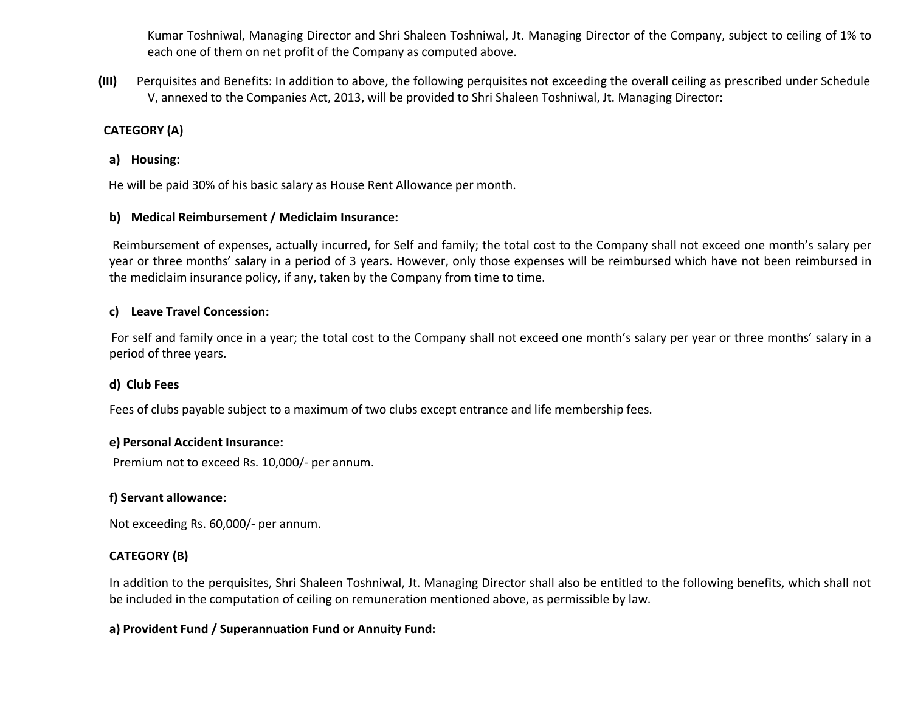Kumar Toshniwal, Managing Director and Shri Shaleen Toshniwal, Jt. Managing Director of the Company, subject to ceiling of 1% to each one of them on net profit of the Company as computed above.

**(III)** Perquisites and Benefits: In addition to above, the following perquisites not exceeding the overall ceiling as prescribed under Schedule V, annexed to the Companies Act, 2013, will be provided to Shri Shaleen Toshniwal, Jt. Managing Director:

**CATEGORY (A)**

**a) Housing:**

He will be paid 30% of his basic salary as House Rent Allowance per month.

**b) Medical Reimbursement / Mediclaim Insurance:**

Reimbursement of expenses, actually incurred, for Self and family; the total cost to the Company shall not exceed one month's salary per year or three months' salary in a period of 3 years. However, only those expenses will be reimbursed which have not been reimbursed in the mediclaim insurance policy, if any, taken by the Company from time to time.

**c) Leave Travel Concession:**

For self and family once in a year; the total cost to the Company shall not exceed one month's salary per year or three months' salary in a period of three years.

**d) Club Fees**

Fees of clubs payable subject to a maximum of two clubs except entrance and life membership fees.

**e) Personal Accident Insurance:**

Premium not to exceed Rs. 10,000/- per annum.

**f) Servant allowance:**

Not exceeding Rs. 60,000/- per annum.

**CATEGORY (B)**

In addition to the perquisites, Shri Shaleen Toshniwal, Jt. Managing Director shall also be entitled to the following benefits, which shall not be included in the computation of ceiling on remuneration mentioned above, as permissible by law.

**a) Provident Fund / Superannuation Fund or Annuity Fund:**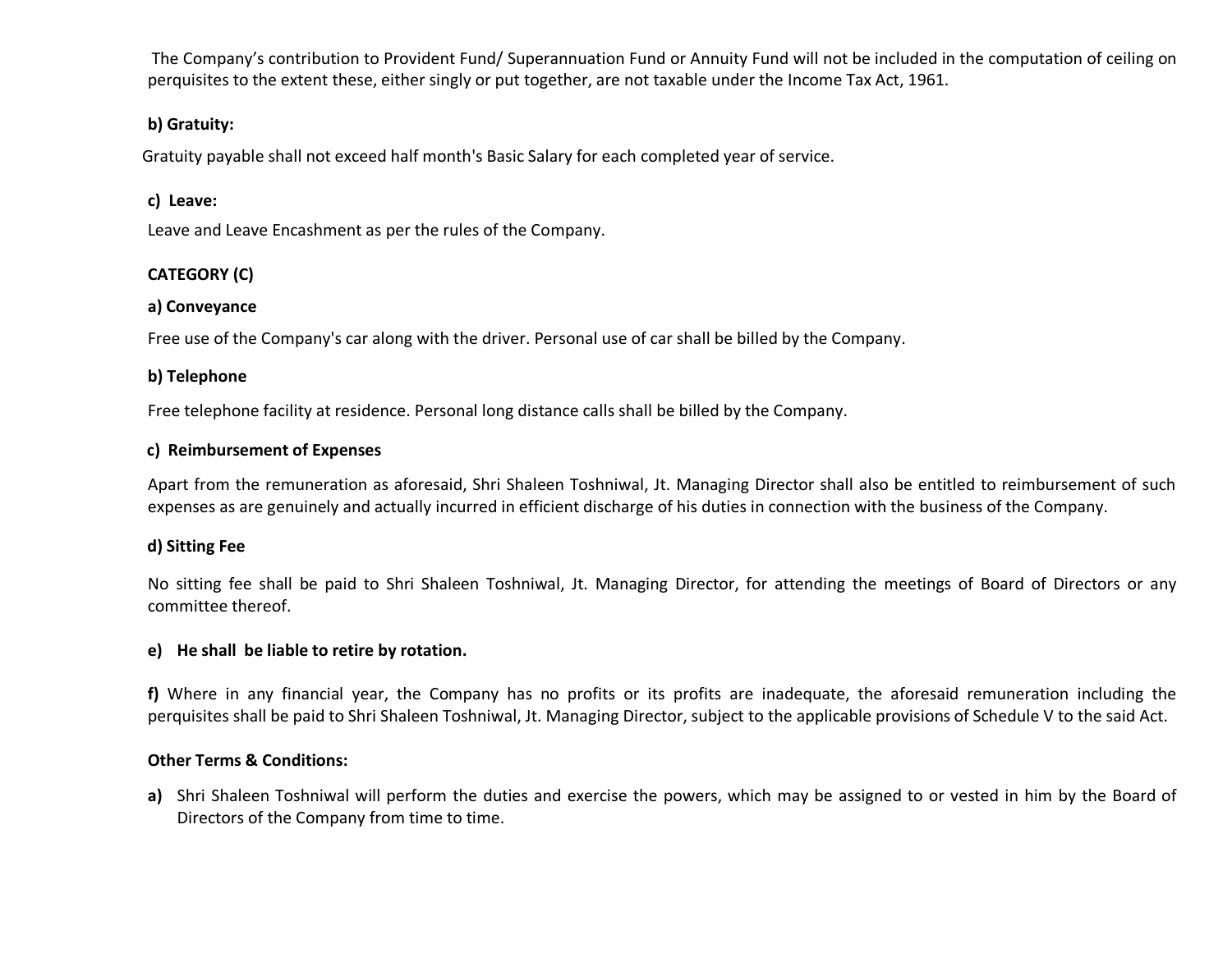The Company's contribution to Provident Fund/ Superannuation Fund or Annuity Fund will not be included in the computation of ceiling on perquisites to the extent these, either singly or put together, are not taxable under the Income Tax Act, 1961.

**b) Gratuity:**

Gratuity payable shall not exceed half month's Basic Salary for each completed year of service.

**c) Leave:**

Leave and Leave Encashment as per the rules of the Company.

**CATEGORY (C)**

**a) Conveyance**

Free use of the Company's car along with the driver. Personal use of car shall be billed by the Company.

**b) Telephone**

Free telephone facility at residence. Personal long distance calls shall be billed by the Company.

**c) Reimbursement of Expenses**

Apart from the remuneration as aforesaid, Shri Shaleen Toshniwal, Jt. Managing Director shall also be entitled to reimbursement of such expenses as are genuinely and actually incurred in efficient discharge of his duties in connection with the business of the Company.

**d) Sitting Fee**

No sitting fee shall be paid to Shri Shaleen Toshniwal, Jt. Managing Director, for attending the meetings of Board of Directors or any committee thereof.

**e) He shall be liable to retire by rotation.**

**f)** Where in any financial year, the Company has no profits or its profits are inadequate, the aforesaid remuneration including the perquisites shall be paid to Shri Shaleen Toshniwal, Jt. Managing Director, subject to the applicable provisions of Schedule V to the said Act.

**Other Terms & Conditions:**

**a)** Shri Shaleen Toshniwal will perform the duties and exercise the powers, which may be assigned to or vested in him by the Board of Directors of the Company from time to time.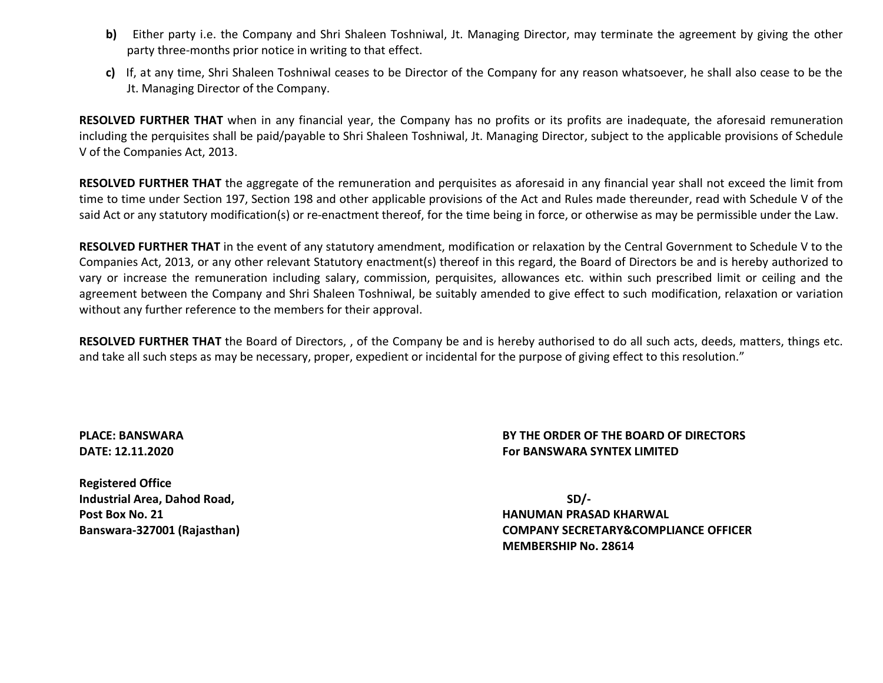**b)** Either party i.e. the Company and Shri Shaleen Toshniwal, Jt. Managing Director, may terminate the agreement by giving the other party three-months prior notice in writing to that effect.

**c)** If, at any time, Shri Shaleen Toshniwal ceases to be Director of the Company for any reason whatsoever, he shall also cease to be the Jt. Managing Director of the Company.

**RESOLVED FURTHER THAT** when in any financial year, the Company has no profits or its profits are inadequate, the aforesaid remuneration including the perquisites shall be paid/payable to Shri Shaleen Toshniwal, Jt. Managing Director, subject to the applicable provisions of Schedule V of the Companies Act, 2013.

**RESOLVED FURTHER THAT** the aggregate of the remuneration and perquisites as aforesaid in any financial year shall not exceed the limit from time to time under Section 197, Section 198 and other applicable provisions of the Act and Rules made thereunder, read with Schedule V of the said Act or any statutory modification(s) or re-enactment thereof, for the time being in force, or otherwise as may be permissible under the Law.

**RESOLVED FURTHER THAT** in the event of any statutory amendment, modification or relaxation by the Central Government to Schedule V to the Companies Act, 2013, or any other relevant Statutory enactment(s) thereof in this regard, the Board of Directors be and is hereby authorized to vary or increase the remuneration including salary, commission, perquisites, allowances etc. within such prescribed limit or ceiling and the agreement between the Company and Shri Shaleen Toshniwal, be suitably amended to give effect to such modification, relaxation or variation without any further reference to the members for their approval.

**RESOLVED FURTHER THAT** the Board of Directors, , of the Company be and is hereby authorised to do all such acts, deeds, matters, things etc. and take all such steps as may be necessary, proper, expedient or incidental for the purpose of giving effect to this resolution."

**PLACE: BANSWARA**
**DATE: 12.11.2020**

**BY THE ORDER OF THE BOARD OF DIRECTORS**
**For BANSWARA SYNTEX LIMITED**

**Registered Office**
**Industrial Area, Dahod Road,**
**Post Box No. 21**
**Banswara-327001 (Rajasthan)**

**SD/-**
**HANUMAN PRASAD KHARWAL**
**COMPANY SECRETARY&COMPLIANCE OFFICER**
**MEMBERSHIP No. 28614**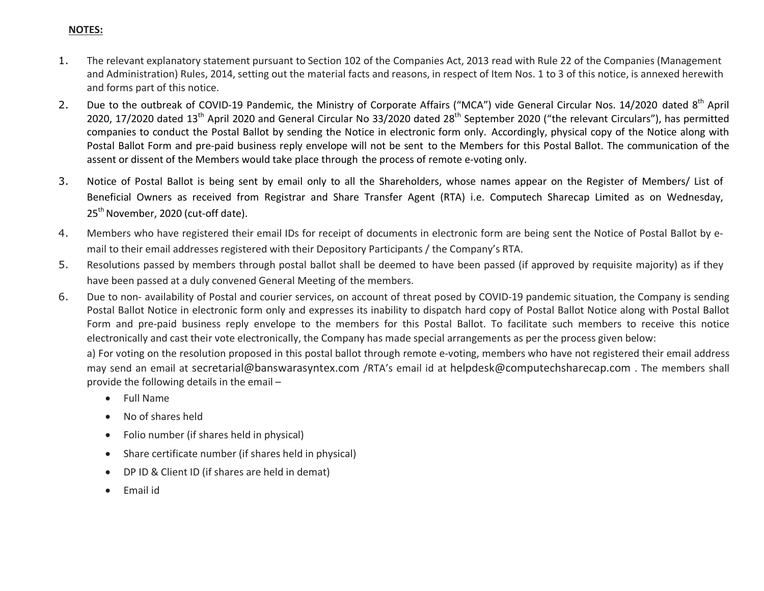**NOTES:**

1. The relevant explanatory statement pursuant to Section 102 of the Companies Act, 2013 read with Rule 22 of the Companies (Management and Administration) Rules, 2014, setting out the material facts and reasons, in respect of Item Nos. 1 to 3 of this notice, is annexed herewith and forms part of this notice.
2. Due to the outbreak of COVID-19 Pandemic, the Ministry of Corporate Affairs ("MCA") vide General Circular Nos. 14/2020 dated 8th April 2020, 17/2020 dated 13th April 2020 and General Circular No 33/2020 dated 28th September 2020 ("the relevant Circulars"), has permitted companies to conduct the Postal Ballot by sending the Notice in electronic form only. Accordingly, physical copy of the Notice along with Postal Ballot Form and pre-paid business reply envelope will not be sent to the Members for this Postal Ballot. The communication of the assent or dissent of the Members would take place through the process of remote e-voting only.
3. Notice of Postal Ballot is being sent by email only to all the Shareholders, whose names appear on the Register of Members/ List of Beneficial Owners as received from Registrar and Share Transfer Agent (RTA) i.e. Computech Sharecap Limited as on Wednesday, 25th November, 2020 (cut-off date).
4. Members who have registered their email IDs for receipt of documents in electronic form are being sent the Notice of Postal Ballot by e-mail to their email addresses registered with their Depository Participants / the Company's RTA.
5. Resolutions passed by members through postal ballot shall be deemed to have been passed (if approved by requisite majority) as if they have been passed at a duly convened General Meeting of the members.
6. Due to non- availability of Postal and courier services, on account of threat posed by COVID-19 pandemic situation, the Company is sending Postal Ballot Notice in electronic form only and expresses its inability to dispatch hard copy of Postal Ballot Notice along with Postal Ballot Form and pre-paid business reply envelope to the members for this Postal Ballot. To facilitate such members to receive this notice electronically and cast their vote electronically, the Company has made special arrangements as per the process given below:

   a) For voting on the resolution proposed in this postal ballot through remote e-voting, members who have not registered their email address may send an email at secretarial@banswarasyntex.com /RTA's email id at helpdesk@computechsharecap.com . The members shall provide the following details in the email –

   - Full Name
   - No of shares held
   - Folio number (if shares held in physical)
   - Share certificate number (if shares held in physical)
   - DP ID & Client ID (if shares are held in demat)
   - Email id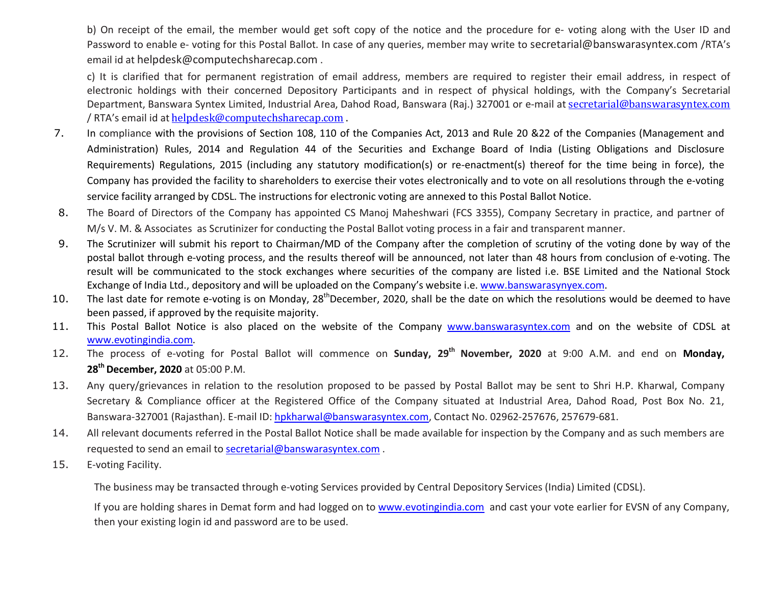b) On receipt of the email, the member would get soft copy of the notice and the procedure for e- voting along with the User ID and Password to enable e- voting for this Postal Ballot. In case of any queries, member may write to secretarial@banswarasyntex.com /RTA's email id at helpdesk@computechsharecap.com .

c) It is clarified that for permanent registration of email address, members are required to register their email address, in respect of electronic holdings with their concerned Depository Participants and in respect of physical holdings, with the Company's Secretarial Department, Banswara Syntex Limited, Industrial Area, Dahod Road, Banswara (Raj.) 327001 or e-mail at secretarial@banswarasyntex.com / RTA's email id at helpdesk@computechsharecap.com .

7. In compliance with the provisions of Section 108, 110 of the Companies Act, 2013 and Rule 20 &22 of the Companies (Management and Administration) Rules, 2014 and Regulation 44 of the Securities and Exchange Board of India (Listing Obligations and Disclosure Requirements) Regulations, 2015 (including any statutory modification(s) or re-enactment(s) thereof for the time being in force), the Company has provided the facility to shareholders to exercise their votes electronically and to vote on all resolutions through the e-voting service facility arranged by CDSL. The instructions for electronic voting are annexed to this Postal Ballot Notice.

8. The Board of Directors of the Company has appointed CS Manoj Maheshwari (FCS 3355), Company Secretary in practice, and partner of M/s V. M. & Associates as Scrutinizer for conducting the Postal Ballot voting process in a fair and transparent manner.

9. The Scrutinizer will submit his report to Chairman/MD of the Company after the completion of scrutiny of the voting done by way of the postal ballot through e-voting process, and the results thereof will be announced, not later than 48 hours from conclusion of e-voting. The result will be communicated to the stock exchanges where securities of the company are listed i.e. BSE Limited and the National Stock Exchange of India Ltd., depository and will be uploaded on the Company's website i.e. www.banswarasynyex.com.

10. The last date for remote e-voting is on Monday, 28th December, 2020, shall be the date on which the resolutions would be deemed to have been passed, if approved by the requisite majority.

11. This Postal Ballot Notice is also placed on the website of the Company www.banswarasyntex.com and on the website of CDSL at www.evotingindia.com.

12. The process of e-voting for Postal Ballot will commence on **Sunday, 29th November, 2020** at 9:00 A.M. and end on **Monday, 28th December, 2020** at 05:00 P.M.

13. Any query/grievances in relation to the resolution proposed to be passed by Postal Ballot may be sent to Shri H.P. Kharwal, Company Secretary & Compliance officer at the Registered Office of the Company situated at Industrial Area, Dahod Road, Post Box No. 21, Banswara-327001 (Rajasthan). E-mail ID: hpkharwal@banswarasyntex.com, Contact No. 02962-257676, 257679-681.

14. All relevant documents referred in the Postal Ballot Notice shall be made available for inspection by the Company and as such members are requested to send an email to secretarial@banswarasyntex.com .

15. E-voting Facility.

The business may be transacted through e-voting Services provided by Central Depository Services (India) Limited (CDSL).

If you are holding shares in Demat form and had logged on to www.evotingindia.com and cast your vote earlier for EVSN of any Company, then your existing login id and password are to be used.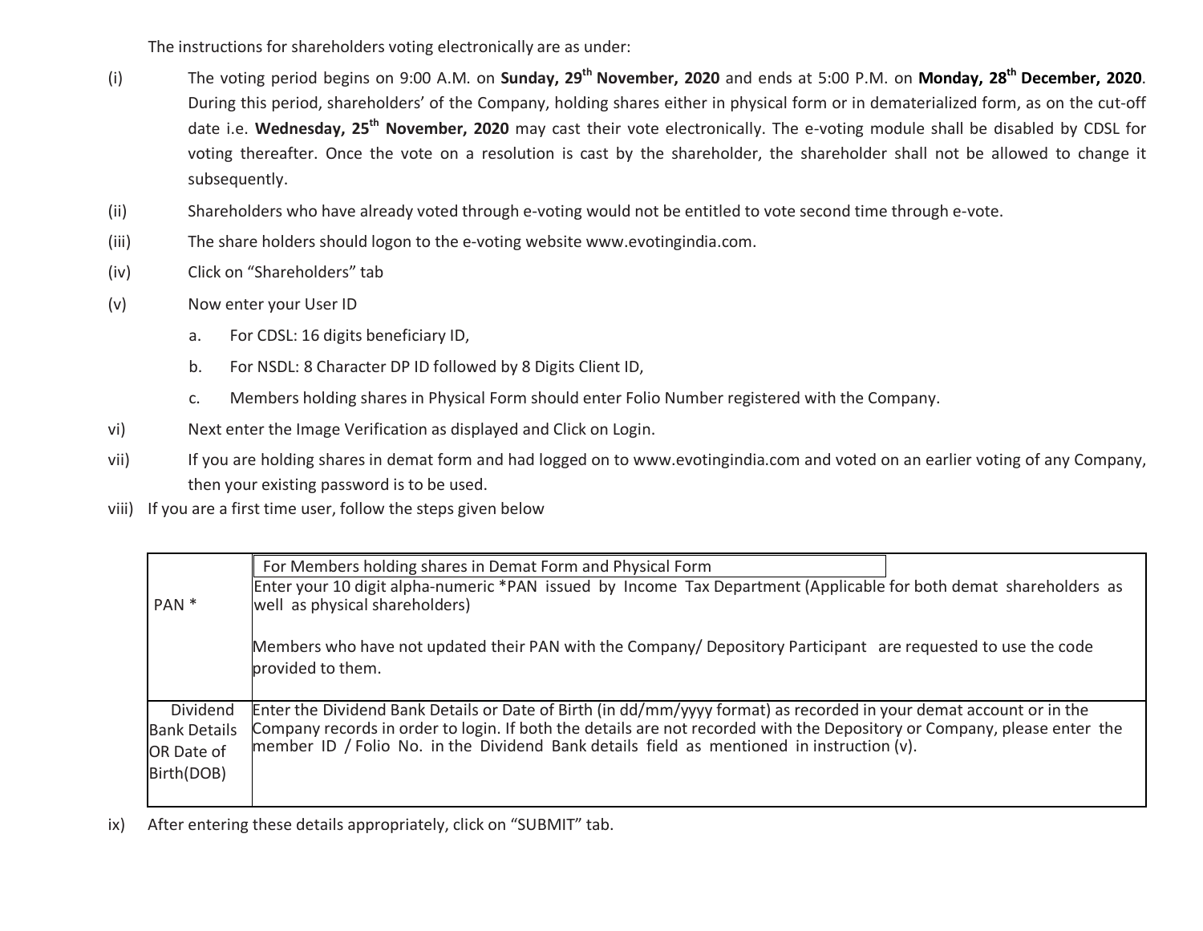The instructions for shareholders voting electronically are as under:

(i) The voting period begins on 9:00 A.M. on **Sunday, 29th November, 2020** and ends at 5:00 P.M. on **Monday, 28th December, 2020**. During this period, shareholders' of the Company, holding shares either in physical form or in dematerialized form, as on the cut-off date i.e. **Wednesday, 25th November, 2020** may cast their vote electronically. The e-voting module shall be disabled by CDSL for voting thereafter. Once the vote on a resolution is cast by the shareholder, the shareholder shall not be allowed to change it subsequently.

(ii) Shareholders who have already voted through e-voting would not be entitled to vote second time through e-vote.

(iii) The share holders should logon to the e-voting website www.evotingindia.com.

(iv) Click on "Shareholders" tab

(v) Now enter your User ID

   a. For CDSL: 16 digits beneficiary ID,

   b. For NSDL: 8 Character DP ID followed by 8 Digits Client ID,

   c. Members holding shares in Physical Form should enter Folio Number registered with the Company.

vi) Next enter the Image Verification as displayed and Click on Login.

vii) If you are holding shares in demat form and had logged on to www.evotingindia.com and voted on an earlier voting of any Company, then your existing password is to be used.

viii) If you are a first time user, follow the steps given below

| | For Members holding shares in Demat Form and Physical Form |
|---|---|
| PAN * | Enter your 10 digit alpha-numeric *PAN issued by Income Tax Department (Applicable for both demat shareholders as well as physical shareholders)<br><br>Members who have not updated their PAN with the Company/ Depository Participant are requested to use the code provided to them. |
| Dividend Bank Details OR Date of Birth(DOB) | Enter the Dividend Bank Details or Date of Birth (in dd/mm/yyyy format) as recorded in your demat account or in the Company records in order to login. If both the details are not recorded with the Depository or Company, please enter the member ID / Folio No. in the Dividend Bank details field as mentioned in instruction (v). |

ix) After entering these details appropriately, click on "SUBMIT" tab.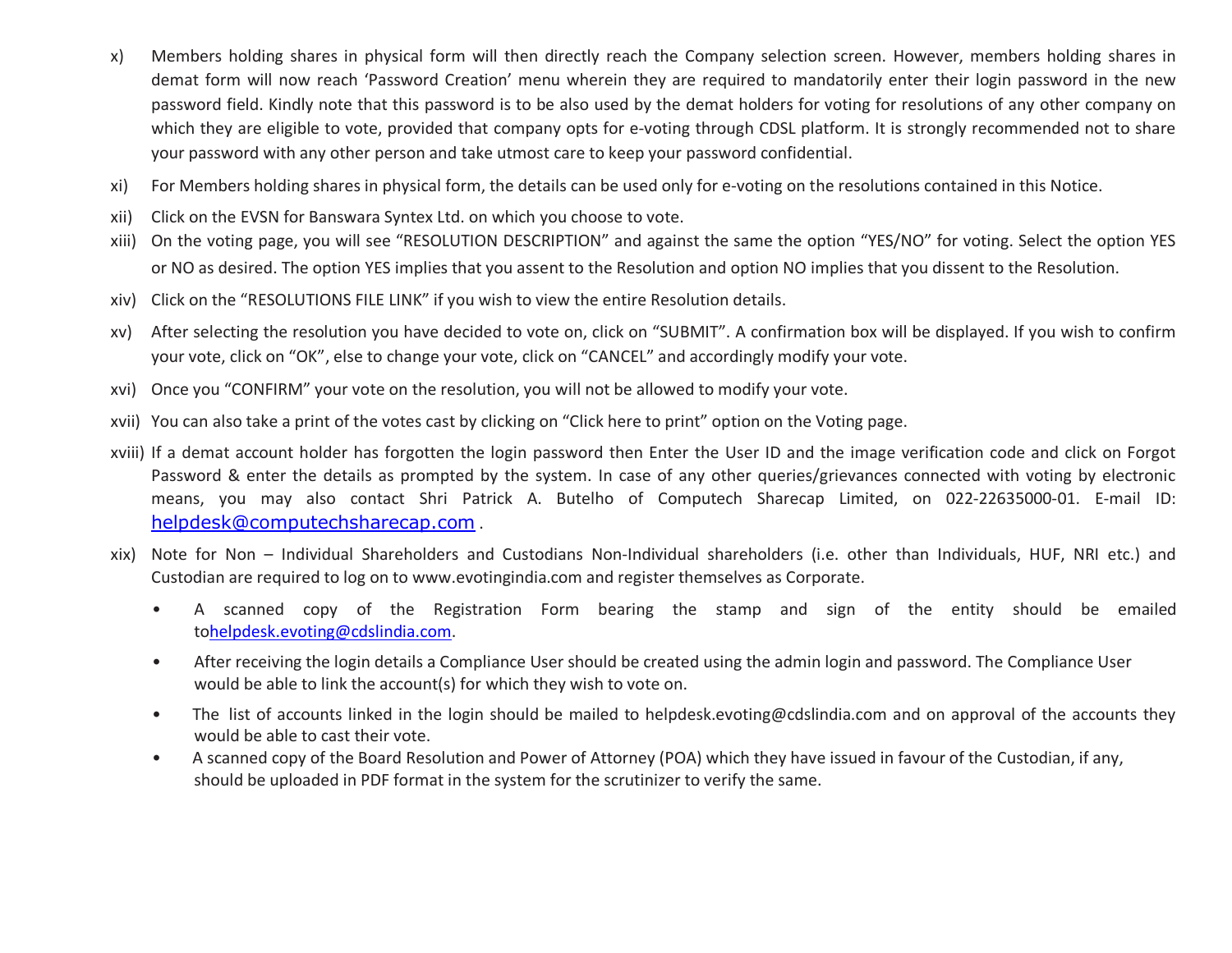x) Members holding shares in physical form will then directly reach the Company selection screen. However, members holding shares in demat form will now reach 'Password Creation' menu wherein they are required to mandatorily enter their login password in the new password field. Kindly note that this password is to be also used by the demat holders for voting for resolutions of any other company on which they are eligible to vote, provided that company opts for e-voting through CDSL platform. It is strongly recommended not to share your password with any other person and take utmost care to keep your password confidential.

xi) For Members holding shares in physical form, the details can be used only for e-voting on the resolutions contained in this Notice.

xii) Click on the EVSN for Banswara Syntex Ltd. on which you choose to vote.

xiii) On the voting page, you will see "RESOLUTION DESCRIPTION" and against the same the option "YES/NO" for voting. Select the option YES or NO as desired. The option YES implies that you assent to the Resolution and option NO implies that you dissent to the Resolution.

xiv) Click on the "RESOLUTIONS FILE LINK" if you wish to view the entire Resolution details.

xv) After selecting the resolution you have decided to vote on, click on "SUBMIT". A confirmation box will be displayed. If you wish to confirm your vote, click on "OK", else to change your vote, click on "CANCEL" and accordingly modify your vote.

xvi) Once you "CONFIRM" your vote on the resolution, you will not be allowed to modify your vote.

xvii) You can also take a print of the votes cast by clicking on "Click here to print" option on the Voting page.

xviii) If a demat account holder has forgotten the login password then Enter the User ID and the image verification code and click on Forgot Password & enter the details as prompted by the system. In case of any other queries/grievances connected with voting by electronic means, you may also contact Shri Patrick A. Butelho of Computech Sharecap Limited, on 022-22635000-01. E-mail ID: helpdesk@computechsharecap.com .

xix) Note for Non – Individual Shareholders and Custodians Non-Individual shareholders (i.e. other than Individuals, HUF, NRI etc.) and Custodian are required to log on to www.evotingindia.com and register themselves as Corporate.

- A scanned copy of the Registration Form bearing the stamp and sign of the entity should be emailed tohelpdesk.evoting@cdslindia.com.
- After receiving the login details a Compliance User should be created using the admin login and password. The Compliance User would be able to link the account(s) for which they wish to vote on.
- The list of accounts linked in the login should be mailed to helpdesk.evoting@cdslindia.com and on approval of the accounts they would be able to cast their vote.
- A scanned copy of the Board Resolution and Power of Attorney (POA) which they have issued in favour of the Custodian, if any, should be uploaded in PDF format in the system for the scrutinizer to verify the same.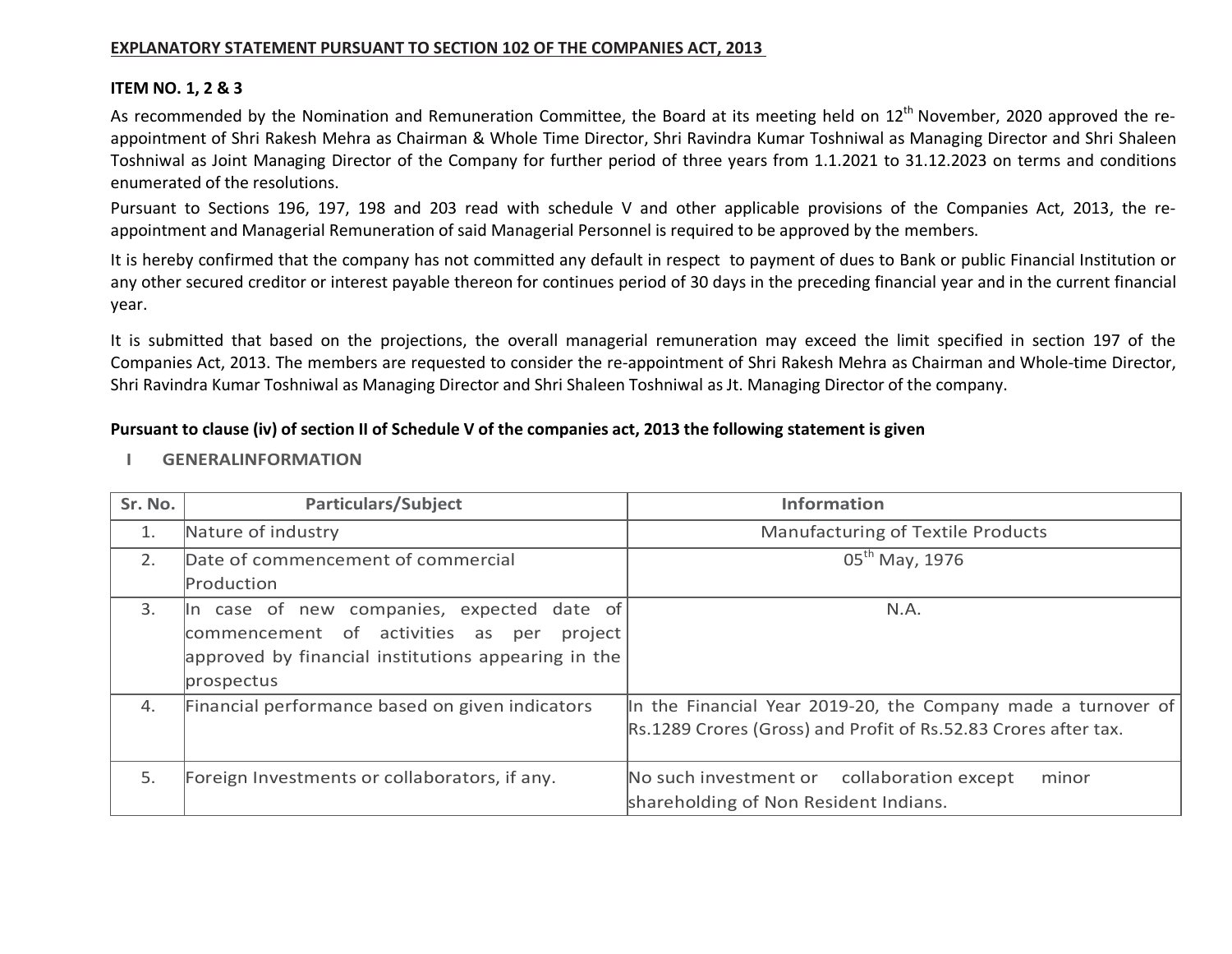## EXPLANATORY STATEMENT PURSUANT TO SECTION 102 OF THE COMPANIES ACT, 2013

### ITEM NO. 1, 2 & 3

As recommended by the Nomination and Remuneration Committee, the Board at its meeting held on 12th November, 2020 approved the re-appointment of Shri Rakesh Mehra as Chairman & Whole Time Director, Shri Ravindra Kumar Toshniwal as Managing Director and Shri Shaleen Toshniwal as Joint Managing Director of the Company for further period of three years from 1.1.2021 to 31.12.2023 on terms and conditions enumerated of the resolutions.

Pursuant to Sections 196, 197, 198 and 203 read with schedule V and other applicable provisions of the Companies Act, 2013, the re-appointment and Managerial Remuneration of said Managerial Personnel is required to be approved by the members.

It is hereby confirmed that the company has not committed any default in respect to payment of dues to Bank or public Financial Institution or any other secured creditor or interest payable thereon for continues period of 30 days in the preceding financial year and in the current financial year.

It is submitted that based on the projections, the overall managerial remuneration may exceed the limit specified in section 197 of the Companies Act, 2013. The members are requested to consider the re-appointment of Shri Rakesh Mehra as Chairman and Whole-time Director, Shri Ravindra Kumar Toshniwal as Managing Director and Shri Shaleen Toshniwal as Jt. Managing Director of the company.

**Pursuant to clause (iv) of section II of Schedule V of the companies act, 2013 the following statement is given**

**I GENERALINFORMATION**

| Sr. No. | Particulars/Subject | Information |
|---|---|---|
| 1. | Nature of industry | Manufacturing of Textile Products |
| 2. | Date of commencement of commercial Production | 05th May, 1976 |
| 3. | In case of new companies, expected date of commencement of activities as per project approved by financial institutions appearing in the prospectus | N.A. |
| 4. | Financial performance based on given indicators | In the Financial Year 2019-20, the Company made a turnover of Rs.1289 Crores (Gross) and Profit of Rs.52.83 Crores after tax. |
| 5. | Foreign Investments or collaborators, if any. | No such investment or collaboration except minor shareholding of Non Resident Indians. |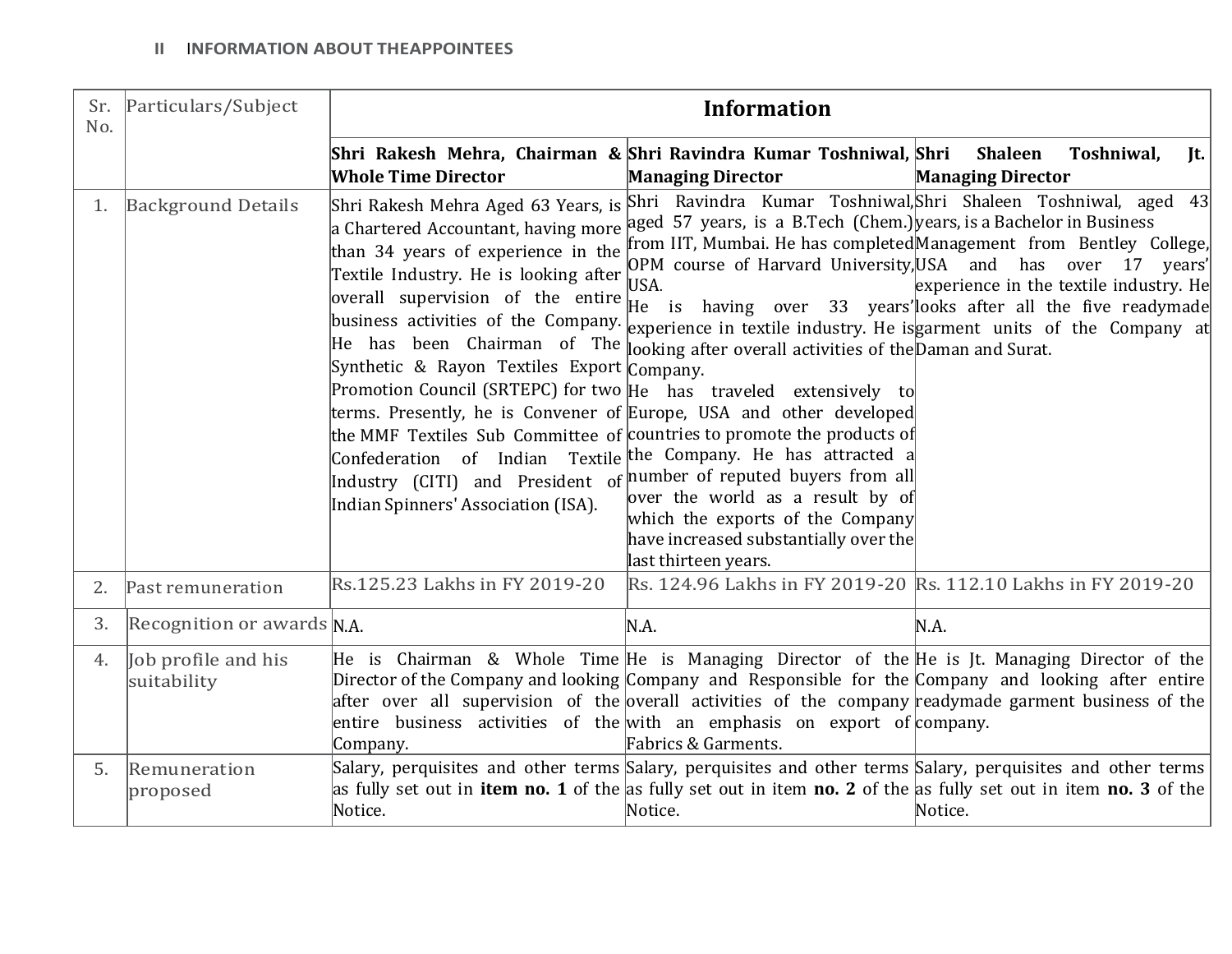## II INFORMATION ABOUT THEAPPOINTEES

| Sr. No. | Particulars/Subject | Information | | |
|---|---|---|---|---|
| | | **Shri Rakesh Mehra, Chairman & Whole Time Director** | **Shri Ravindra Kumar Toshniwal, Managing Director** | **Shri Shaleen Toshniwal, Jt. Managing Director** |
| 1. | Background Details | Shri Rakesh Mehra Aged 63 Years, is a Chartered Accountant, having more than 34 years of experience in the Textile Industry. He is looking after overall supervision of the entire business activities of the Company. He has been Chairman of The Synthetic & Rayon Textiles Export Promotion Council (SRTEPC) for two terms. Presently, he is Convener of the MMF Textiles Sub Committee of Confederation of Indian Textile Industry (CITI) and President of Indian Spinners' Association (ISA). | Shri Ravindra Kumar Toshniwal, aged 57 years, is a B.Tech (Chem.) from IIT, Mumbai. He has completed OPM course of Harvard University, USA.<br>He is having over 33 years' experience in textile industry. He is looking after overall activities of the Company.<br>He has traveled extensively to Europe, USA and other developed countries to promote the products of the Company. He has attracted a number of reputed buyers from all over the world as a result by of which the exports of the Company have increased substantially over the last thirteen years. | Shri Shaleen Toshniwal, aged 43 years, is a Bachelor in Business Management from Bentley College, USA and has over 17 years' experience in the textile industry. He looks after all the five readymade garment units of the Company at Daman and Surat. |
| 2. | Past remuneration | Rs.125.23 Lakhs in FY 2019-20 | Rs. 124.96 Lakhs in FY 2019-20 | Rs. 112.10 Lakhs in FY 2019-20 |
| 3. | Recognition or awards | N.A. | N.A. | N.A. |
| 4. | Job profile and his suitability | He is Chairman & Whole Time Director of the Company and looking after over all supervision of the entire business activities of the Company. | He is Managing Director of the Company and Responsible for the overall activities of the company with an emphasis on export of Fabrics & Garments. | He is Jt. Managing Director of the Company and looking after entire readymade garment business of the company. |
| 5. | Remuneration proposed | Salary, perquisites and other terms as fully set out in **item no. 1** of the Notice. | Salary, perquisites and other terms as fully set out in item **no. 2** of the Notice. | Salary, perquisites and other terms as fully set out in item **no. 3** of the Notice. |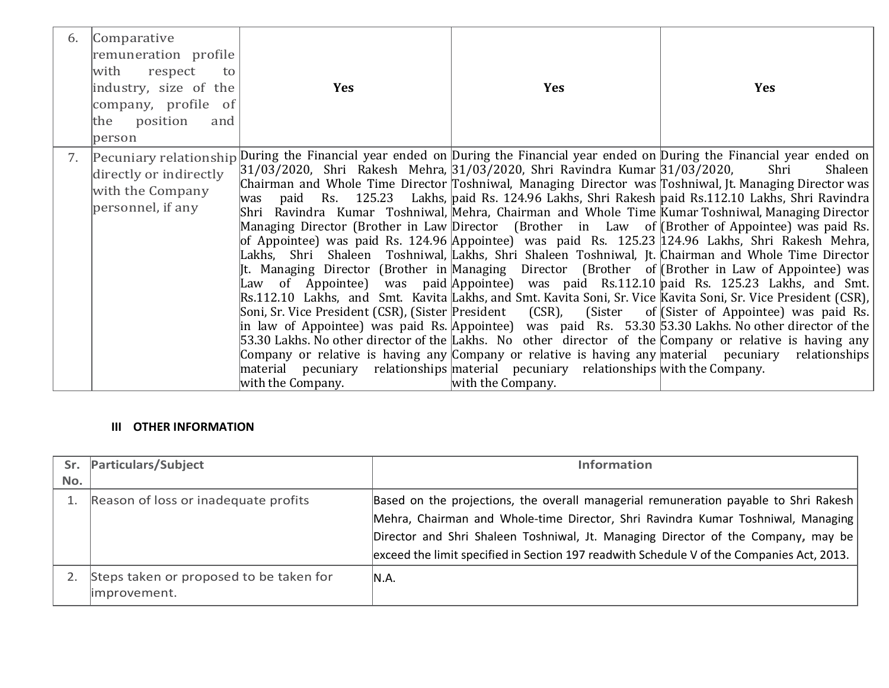| 6. | Comparative remuneration profile with respect to industry, size of the company, profile of the position and person | **Yes** | **Yes** | **Yes** |
|---|---|---|---|---|
| 7. | Pecuniary relationship directly or indirectly with the Company personnel, if any | During the Financial year ended on 31/03/2020, Shri Rakesh Mehra, Chairman and Whole Time Director was paid Rs. 125.23 Lakhs, Shri Ravindra Kumar Toshniwal, Managing Director (Brother in Law of Appointee) was paid Rs. 124.96 Lakhs, Shri Shaleen Toshniwal, Jt. Managing Director (Brother in Law of Appointee) was paid Rs.112.10 Lakhs, and Smt. Kavita Soni, Sr. Vice President (CSR), (Sister in law of Appointee) was paid Rs. 53.30 Lakhs. No other director of the Company or relative is having any material pecuniary relationships with the Company. | During the Financial year ended on 31/03/2020, Shri Ravindra Kumar Toshniwal, Managing Director was paid Rs. 124.96 Lakhs, Shri Rakesh Mehra, Chairman and Whole Time Director (Brother in Law of Appointee) was paid Rs. 125.23 Lakhs, Shri Shaleen Toshniwal, Jt. Managing Director (Brother of Appointee) was paid Rs.112.10 Lakhs, and Smt. Kavita Soni, Sr. Vice President (CSR), (Sister of Appointee) was paid Rs. 53.30 Lakhs. No other director of the Company or relative is having any material pecuniary relationships with the Company. | During the Financial year ended on 31/03/2020, Shri Shaleen Toshniwal, Jt. Managing Director was paid Rs.112.10 Lakhs, Shri Ravindra Kumar Toshniwal, Managing Director (Brother of Appointee) was paid Rs. 124.96 Lakhs, Shri Rakesh Mehra, Chairman and Whole Time Director (Brother in Law of Appointee) was paid Rs. 125.23 Lakhs, and Smt. Kavita Soni, Sr. Vice President (CSR), (Sister of Appointee) was paid Rs. 53.30 Lakhs. No other director of the Company or relative is having any material pecuniary relationships with the Company. |

**III OTHER INFORMATION**

| Sr. No. | Particulars/Subject | Information |
|---|---|---|
| 1. | Reason of loss or inadequate profits | Based on the projections, the overall managerial remuneration payable to Shri Rakesh Mehra, Chairman and Whole-time Director, Shri Ravindra Kumar Toshniwal, Managing Director and Shri Shaleen Toshniwal, Jt. Managing Director of the Company**,** may be exceed the limit specified in Section 197 readwith Schedule V of the Companies Act, 2013. |
| 2. | Steps taken or proposed to be taken for improvement. | N.A. |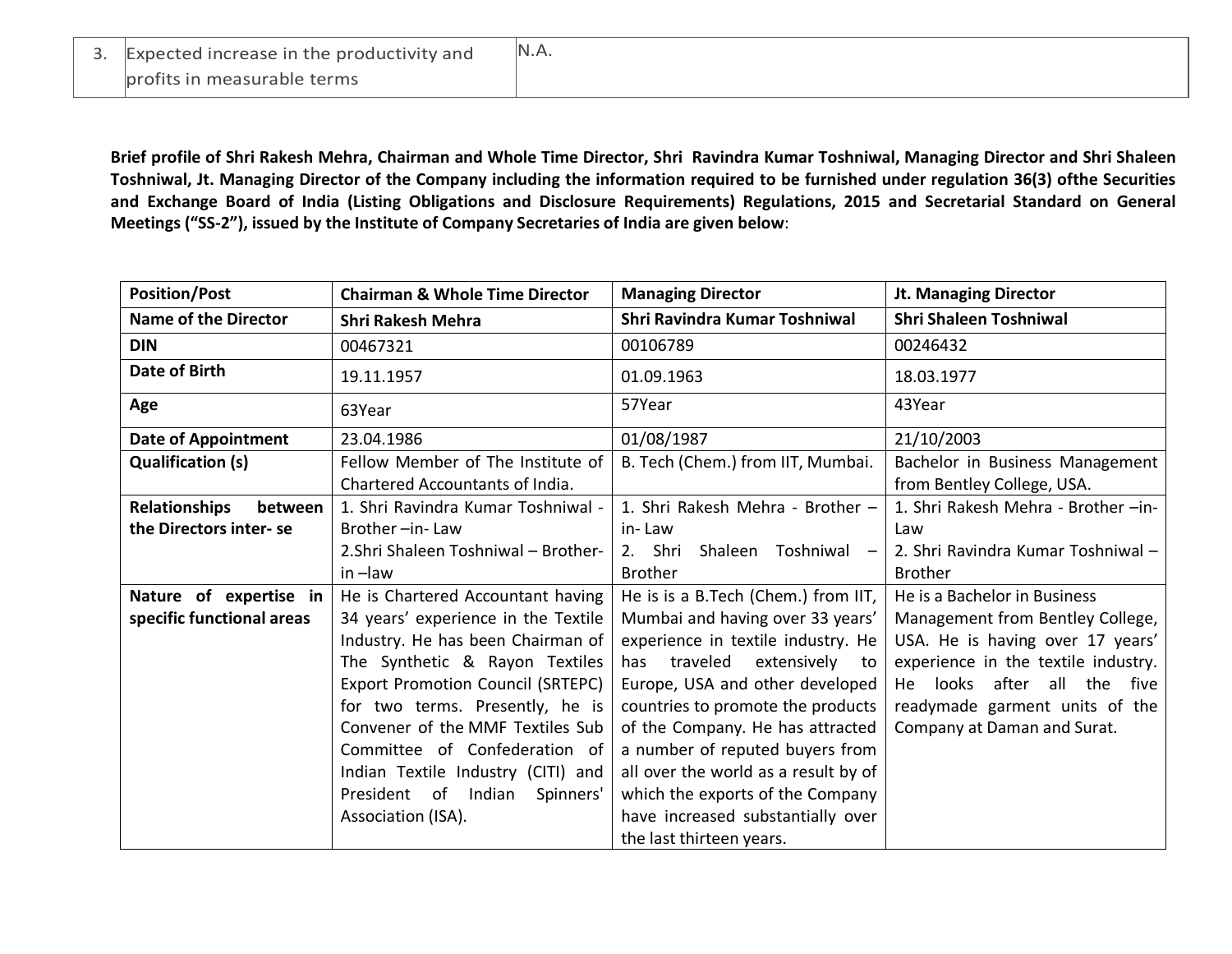| 3. | Expected increase in the productivity and profits in measurable terms | N.A. |
|---|---|---|

**Brief profile of Shri Rakesh Mehra, Chairman and Whole Time Director, Shri Ravindra Kumar Toshniwal, Managing Director and Shri Shaleen Toshniwal, Jt. Managing Director of the Company including the information required to be furnished under regulation 36(3) ofthe Securities and Exchange Board of India (Listing Obligations and Disclosure Requirements) Regulations, 2015 and Secretarial Standard on General Meetings ("SS-2"), issued by the Institute of Company Secretaries of India are given below**:

| **Position/Post** | **Chairman & Whole Time Director** | **Managing Director** | **Jt. Managing Director** |
|---|---|---|---|
| **Name of the Director** | **Shri Rakesh Mehra** | **Shri Ravindra Kumar Toshniwal** | **Shri Shaleen Toshniwal** |
| **DIN** | 00467321 | 00106789 | 00246432 |
| **Date of Birth** | 19.11.1957 | 01.09.1963 | 18.03.1977 |
| **Age** | 63Year | 57Year | 43Year |
| **Date of Appointment** | 23.04.1986 | 01/08/1987 | 21/10/2003 |
| **Qualification (s)** | Fellow Member of The Institute of Chartered Accountants of India. | B. Tech (Chem.) from IIT, Mumbai. | Bachelor in Business Management from Bentley College, USA. |
| **Relationships between the Directors inter- se** | 1. Shri Ravindra Kumar Toshniwal - Brother –in- Law<br>2.Shri Shaleen Toshniwal – Brother-in –law | 1. Shri Rakesh Mehra - Brother – in- Law<br>2. Shri Shaleen Toshniwal – Brother | 1. Shri Rakesh Mehra - Brother –in- Law<br>2. Shri Ravindra Kumar Toshniwal – Brother |
| **Nature of expertise in specific functional areas** | He is Chartered Accountant having 34 years' experience in the Textile Industry. He has been Chairman of The Synthetic & Rayon Textiles Export Promotion Council (SRTEPC) for two terms. Presently, he is Convener of the MMF Textiles Sub Committee of Confederation of Indian Textile Industry (CITI) and President of Indian Spinners' Association (ISA). | He is is a B.Tech (Chem.) from IIT, Mumbai and having over 33 years' experience in textile industry. He has traveled extensively to Europe, USA and other developed countries to promote the products of the Company. He has attracted a number of reputed buyers from all over the world as a result by of which the exports of the Company have increased substantially over the last thirteen years. | He is a Bachelor in Business Management from Bentley College, USA. He is having over 17 years' experience in the textile industry. He looks after all the five readymade garment units of the Company at Daman and Surat. |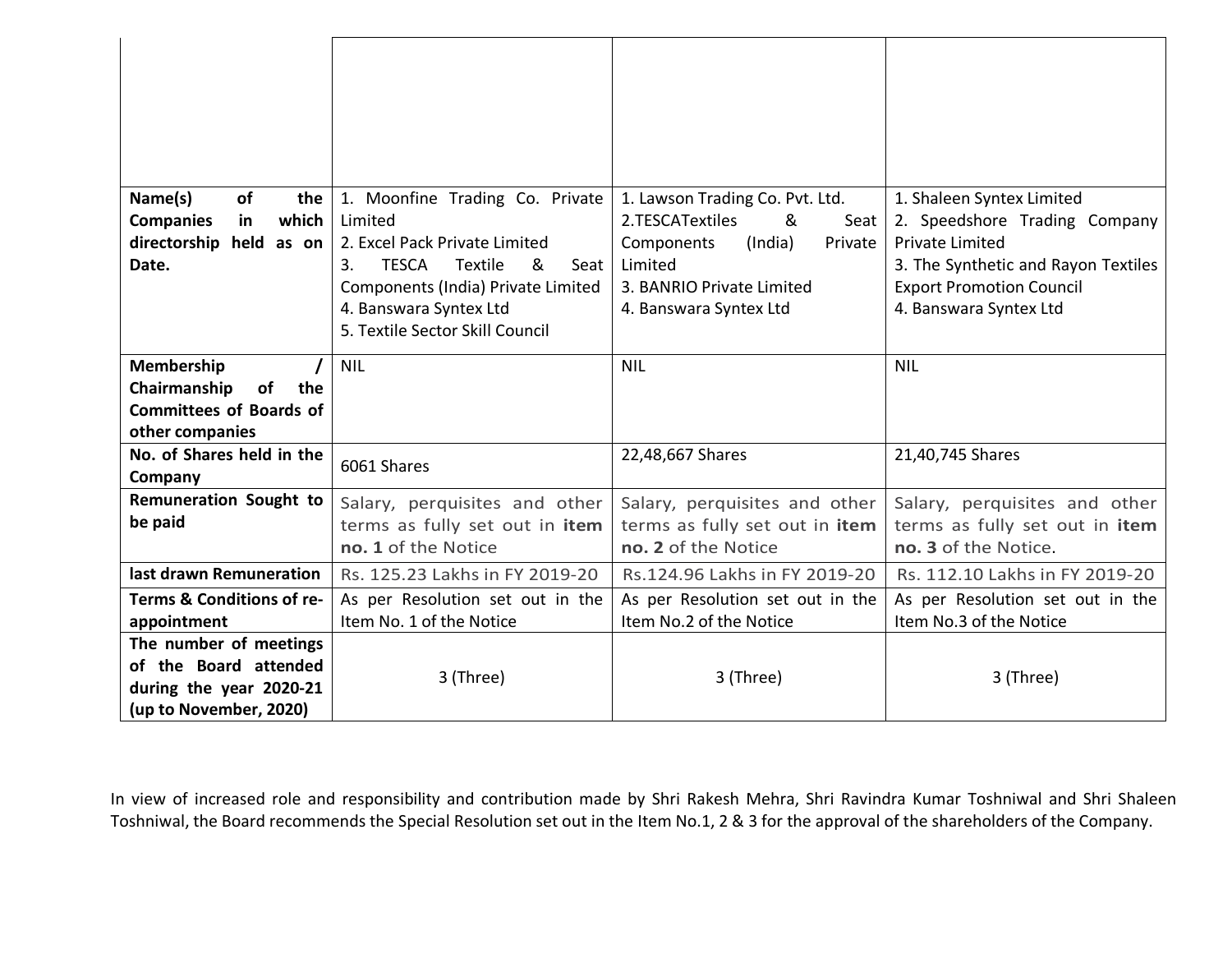| | | | |
|---|---|---|---|
| | | | |
| **Name(s) of the Companies in which directorship held as on Date.** | 1. Moonfine Trading Co. Private Limited<br>2. Excel Pack Private Limited<br>3. TESCA Textile & Seat Components (India) Private Limited<br>4. Banswara Syntex Ltd<br>5. Textile Sector Skill Council | 1. Lawson Trading Co. Pvt. Ltd.<br>2.TESCATextiles & Seat Components (India) Private Limited<br>3. BANRIO Private Limited<br>4. Banswara Syntex Ltd | 1. Shaleen Syntex Limited<br>2. Speedshore Trading Company Private Limited<br>3. The Synthetic and Rayon Textiles Export Promotion Council<br>4. Banswara Syntex Ltd |
| **Membership / Chairmanship of the Committees of Boards of other companies** | NIL | NIL | NIL |
| **No. of Shares held in the Company** | 6061 Shares | 22,48,667 Shares | 21,40,745 Shares |
| **Remuneration Sought to be paid** | Salary, perquisites and other terms as fully set out in **item no. 1** of the Notice | Salary, perquisites and other terms as fully set out in **item no. 2** of the Notice | Salary, perquisites and other terms as fully set out in **item no. 3** of the Notice. |
| **last drawn Remuneration** | Rs. 125.23 Lakhs in FY 2019-20 | Rs.124.96 Lakhs in FY 2019-20 | Rs. 112.10 Lakhs in FY 2019-20 |
| **Terms & Conditions of re-appointment** | As per Resolution set out in the Item No. 1 of the Notice | As per Resolution set out in the Item No.2 of the Notice | As per Resolution set out in the Item No.3 of the Notice |
| **The number of meetings of the Board attended during the year 2020-21 (up to November, 2020)** | 3 (Three) | 3 (Three) | 3 (Three) |

In view of increased role and responsibility and contribution made by Shri Rakesh Mehra, Shri Ravindra Kumar Toshniwal and Shri Shaleen Toshniwal, the Board recommends the Special Resolution set out in the Item No.1, 2 & 3 for the approval of the shareholders of the Company.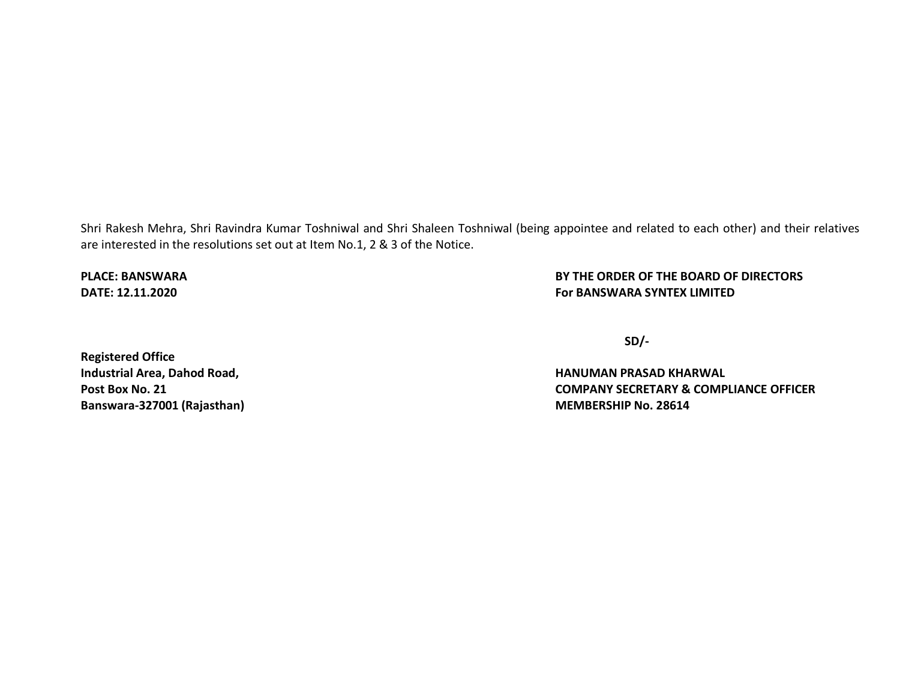Shri Rakesh Mehra, Shri Ravindra Kumar Toshniwal and Shri Shaleen Toshniwal (being appointee and related to each other) and their relatives are interested in the resolutions set out at Item No.1, 2 & 3 of the Notice.

**PLACE: BANSWARA**
**DATE: 12.11.2020**

**BY THE ORDER OF THE BOARD OF DIRECTORS**
**For BANSWARA SYNTEX LIMITED**

**SD/-**

**Registered Office**
**Industrial Area, Dahod Road,**
**Post Box No. 21**
**Banswara-327001 (Rajasthan)**

**HANUMAN PRASAD KHARWAL**
**COMPANY SECRETARY & COMPLIANCE OFFICER**
**MEMBERSHIP No. 28614**